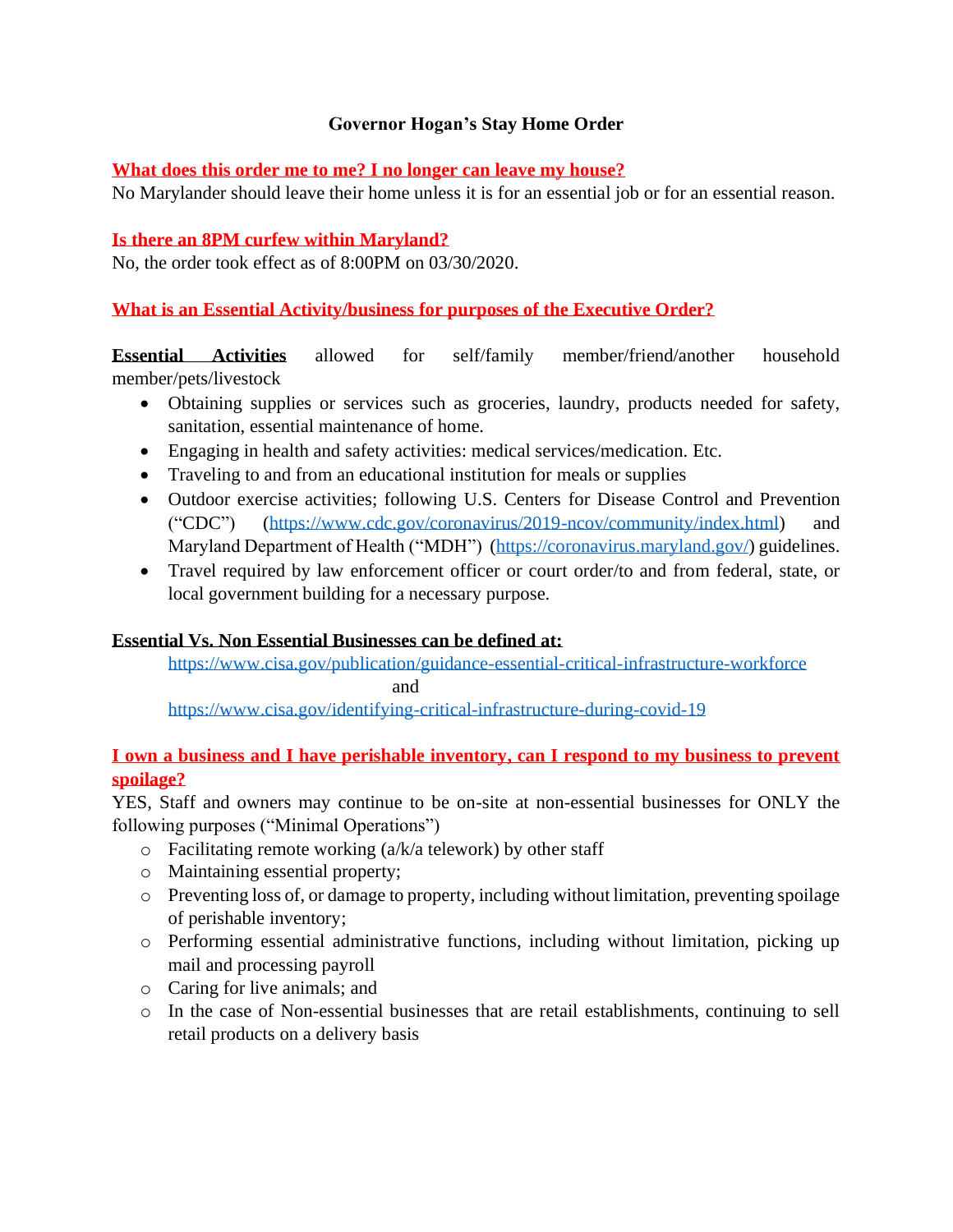# Governor Hogan's Stay Home Order

**What does this order me to me? I no longer can leave my house?**

No Marylander should leave their home unless it is for an essential job or for an essential reason.

**Is there an 8PM curfew within Maryland?**

No, the order took effect as of 8:00PM on 03/30/2020.

**What is an Essential Activity/business for purposes of the Executive Order?**

**Essential Activities** allowed for self/family member/friend/another household member/pets/livestock

- Obtaining supplies or services such as groceries, laundry, products needed for safety, sanitation, essential maintenance of home.
- Engaging in health and safety activities: medical services/medication. Etc.
- Traveling to and from an educational institution for meals or supplies
- Outdoor exercise activities; following U.S. Centers for Disease Control and Prevention ("CDC") (https://www.cdc.gov/coronavirus/2019-ncov/community/index.html) and Maryland Department of Health ("MDH") (https://coronavirus.maryland.gov/) guidelines.
- Travel required by law enforcement officer or court order/to and from federal, state, or local government building for a necessary purpose.

**Essential Vs. Non Essential Businesses can be defined at:**

https://www.cisa.gov/publication/guidance-essential-critical-infrastructure-workforce

and

https://www.cisa.gov/identifying-critical-infrastructure-during-covid-19

**I own a business and I have perishable inventory, can I respond to my business to prevent spoilage?**

YES, Staff and owners may continue to be on-site at non-essential businesses for ONLY the following purposes ("Minimal Operations")

- Facilitating remote working (a/k/a telework) by other staff
- Maintaining essential property;
- Preventing loss of, or damage to property, including without limitation, preventing spoilage of perishable inventory;
- Performing essential administrative functions, including without limitation, picking up mail and processing payroll
- Caring for live animals; and
- In the case of Non-essential businesses that are retail establishments, continuing to sell retail products on a delivery basis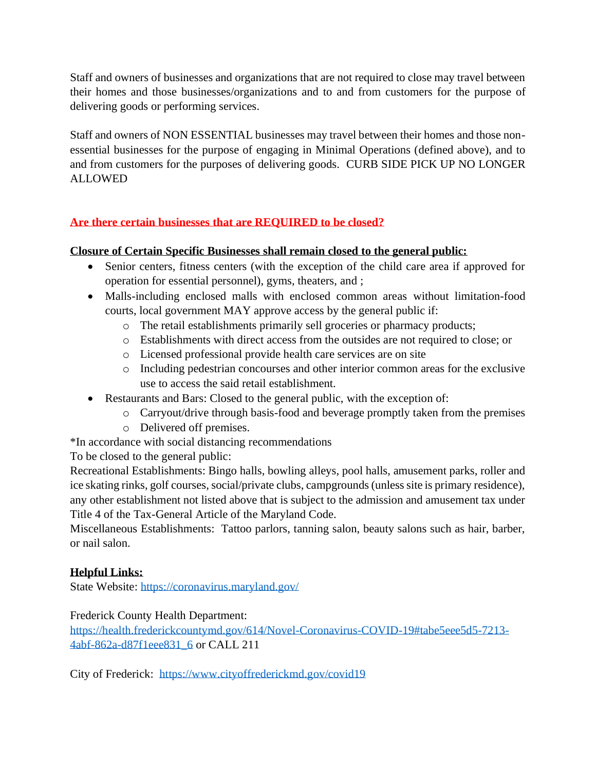Staff and owners of businesses and organizations that are not required to close may travel between their homes and those businesses/organizations and to and from customers for the purpose of delivering goods or performing services.

Staff and owners of NON ESSENTIAL businesses may travel between their homes and those non-essential businesses for the purpose of engaging in Minimal Operations (defined above), and to and from customers for the purposes of delivering goods. CURB SIDE PICK UP NO LONGER ALLOWED

**Are there certain businesses that are REQUIRED to be closed?**

**Closure of Certain Specific Businesses shall remain closed to the general public:**

- Senior centers, fitness centers (with the exception of the child care area if approved for operation for essential personnel), gyms, theaters, and ;
- Malls-including enclosed malls with enclosed common areas without limitation-food courts, local government MAY approve access by the general public if:
  - The retail establishments primarily sell groceries or pharmacy products;
  - Establishments with direct access from the outsides are not required to close; or
  - Licensed professional provide health care services are on site
  - Including pedestrian concourses and other interior common areas for the exclusive use to access the said retail establishment.
- Restaurants and Bars: Closed to the general public, with the exception of:
  - Carryout/drive through basis-food and beverage promptly taken from the premises
  - Delivered off premises.

*In accordance with social distancing recommendations

To be closed to the general public:

Recreational Establishments: Bingo halls, bowling alleys, pool halls, amusement parks, roller and ice skating rinks, golf courses, social/private clubs, campgrounds (unless site is primary residence), any other establishment not listed above that is subject to the admission and amusement tax under Title 4 of the Tax-General Article of the Maryland Code.

Miscellaneous Establishments: Tattoo parlors, tanning salon, beauty salons such as hair, barber, or nail salon.

**Helpful Links:**

State Website: https://coronavirus.maryland.gov/

Frederick County Health Department:
https://health.frederickcountymd.gov/614/Novel-Coronavirus-COVID-19#tabe5eee5d5-7213-4abf-862a-d87f1eee831_6 or CALL 211

City of Frederick: https://www.cityoffrederickmd.gov/covid19